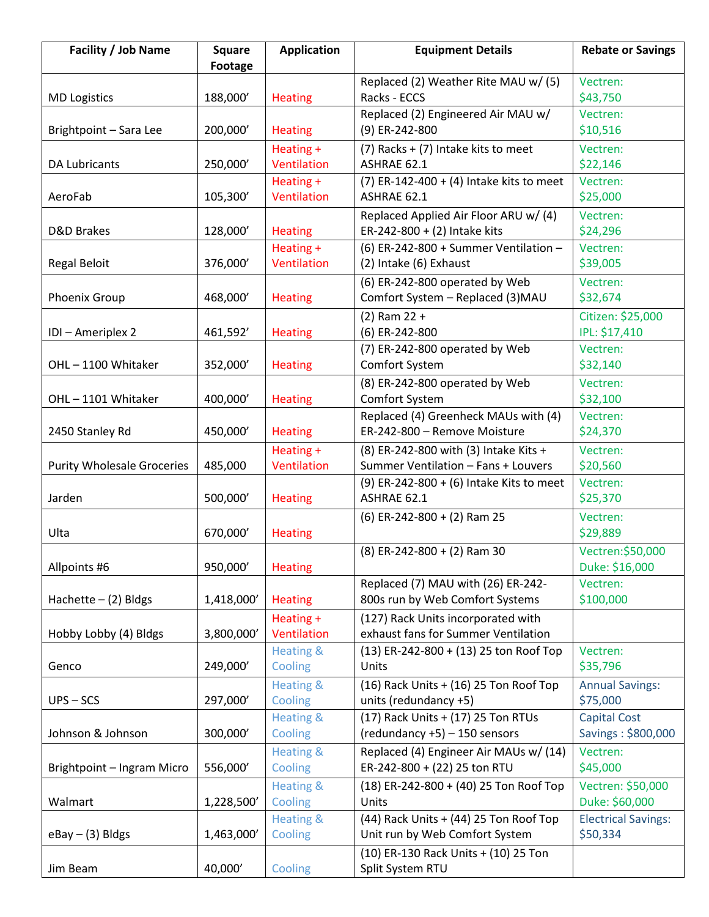| Facility / Job Name | Square Footage | Application | Equipment Details | Rebate or Savings |
|---|---|---|---|---|
| MD Logistics | 188,000' | Heating | Replaced (2) Weather Rite MAU w/ (5) Racks - ECCS | Vectren: $43,750 |
| Brightpoint – Sara Lee | 200,000' | Heating | Replaced (2) Engineered Air MAU w/ (9) ER-242-800 | Vectren: $10,516 |
| DA Lubricants | 250,000' | Heating + Ventilation | (7) Racks + (7) Intake kits to meet ASHRAE 62.1 | Vectren: $22,146 |
| AeroFab | 105,300' | Heating + Ventilation | (7) ER-142-400 + (4) Intake kits to meet ASHRAE 62.1 | Vectren: $25,000 |
| D&D Brakes | 128,000' | Heating | Replaced Applied Air Floor ARU w/ (4) ER-242-800 + (2) Intake kits | Vectren: $24,296 |
| Regal Beloit | 376,000' | Heating + Ventilation | (6) ER-242-800 + Summer Ventilation – (2) Intake (6) Exhaust | Vectren: $39,005 |
| Phoenix Group | 468,000' | Heating | (6) ER-242-800 operated by Web Comfort System – Replaced (3)MAU | Vectren: $32,674 |
| IDI – Ameriplex 2 | 461,592' | Heating | (2) Ram 22 + (6) ER-242-800 | Citizen: $25,000 IPL: $17,410 |
| OHL – 1100 Whitaker | 352,000' | Heating | (7) ER-242-800 operated by Web Comfort System | Vectren: $32,140 |
| OHL – 1101 Whitaker | 400,000' | Heating | (8) ER-242-800 operated by Web Comfort System | Vectren: $32,100 |
| 2450 Stanley Rd | 450,000' | Heating | Replaced (4) Greenheck MAUs with (4) ER-242-800 – Remove Moisture | Vectren: $24,370 |
| Purity Wholesale Groceries | 485,000 | Heating + Ventilation | (8) ER-242-800 with (3) Intake Kits + Summer Ventilation – Fans + Louvers | Vectren: $20,560 |
| Jarden | 500,000' | Heating | (9) ER-242-800 + (6) Intake Kits to meet ASHRAE 62.1 | Vectren: $25,370 |
| Ulta | 670,000' | Heating | (6) ER-242-800 + (2) Ram 25 | Vectren: $29,889 |
| Allpoints #6 | 950,000' | Heating | (8) ER-242-800 + (2) Ram 30 | Vectren:$50,000 Duke: $16,000 |
| Hachette – (2) Bldgs | 1,418,000' | Heating | Replaced (7) MAU with (26) ER-242-800s run by Web Comfort Systems | Vectren: $100,000 |
| Hobby Lobby (4) Bldgs | 3,800,000' | Heating + Ventilation | (127) Rack Units incorporated with exhaust fans for Summer Ventilation | |
| Genco | 249,000' | Heating & Cooling | (13) ER-242-800 + (13) 25 ton Roof Top Units | Vectren: $35,796 |
| UPS – SCS | 297,000' | Heating & Cooling | (16) Rack Units + (16) 25 Ton Roof Top units (redundancy +5) | Annual Savings: $75,000 |
| Johnson & Johnson | 300,000' | Heating & Cooling | (17) Rack Units + (17) 25 Ton RTUs (redundancy +5) – 150 sensors | Capital Cost Savings : $800,000 |
| Brightpoint – Ingram Micro | 556,000' | Heating & Cooling | Replaced (4) Engineer Air MAUs w/ (14) ER-242-800 + (22) 25 ton RTU | Vectren: $45,000 |
| Walmart | 1,228,500' | Heating & Cooling | (18) ER-242-800 + (40) 25 Ton Roof Top Units | Vectren: $50,000 Duke: $60,000 |
| eBay – (3) Bldgs | 1,463,000' | Heating & Cooling | (44) Rack Units + (44) 25 Ton Roof Top Unit run by Web Comfort System | Electrical Savings: $50,334 |
| Jim Beam | 40,000' | Cooling | (10) ER-130 Rack Units + (10) 25 Ton Split System RTU | |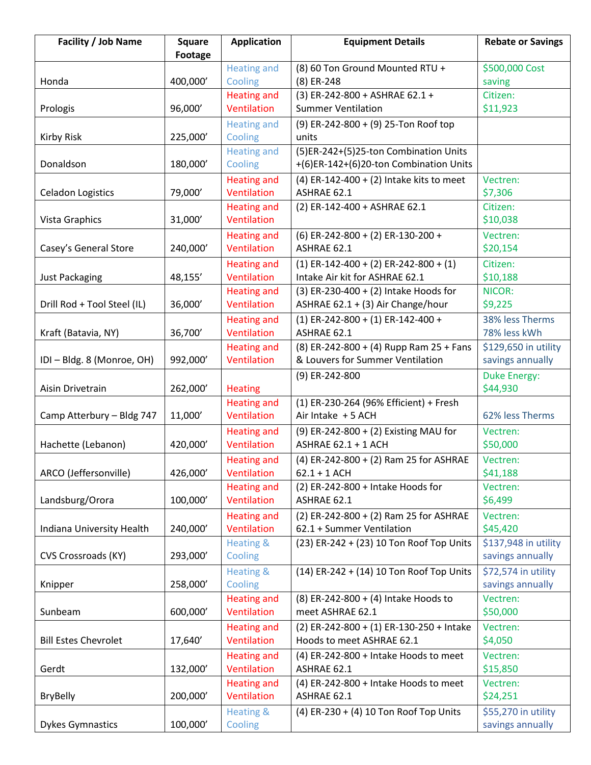| Facility / Job Name | Square Footage | Application | Equipment Details | Rebate or Savings |
|---|---|---|---|---|
| Honda | 400,000' | Heating and Cooling | (8) 60 Ton Ground Mounted RTU + (8) ER-248 | $500,000 Cost saving |
| Prologis | 96,000' | Heating and Ventilation | (3) ER-242-800 + ASHRAE 62.1 + Summer Ventilation | Citizen: $11,923 |
| Kirby Risk | 225,000' | Heating and Cooling | (9) ER-242-800 + (9) 25-Ton Roof top units | |
| Donaldson | 180,000' | Heating and Cooling | (5)ER-242+(5)25-ton Combination Units +(6)ER-142+(6)20-ton Combination Units | |
| Celadon Logistics | 79,000' | Heating and Ventilation | (4) ER-142-400 + (2) Intake kits to meet ASHRAE 62.1 | Vectren: $7,306 |
| Vista Graphics | 31,000' | Heating and Ventilation | (2) ER-142-400 + ASHRAE 62.1 | Citizen: $10,038 |
| Casey's General Store | 240,000' | Heating and Ventilation | (6) ER-242-800 + (2) ER-130-200 + ASHRAE 62.1 | Vectren: $20,154 |
| Just Packaging | 48,155' | Heating and Ventilation | (1) ER-142-400 + (2) ER-242-800 + (1) Intake Air kit for ASHRAE 62.1 | Citizen: $10,188 |
| Drill Rod + Tool Steel (IL) | 36,000' | Heating and Ventilation | (3) ER-230-400 + (2) Intake Hoods for ASHRAE 62.1 + (3) Air Change/hour | NICOR: $9,225 |
| Kraft (Batavia, NY) | 36,700' | Heating and Ventilation | (1) ER-242-800 + (1) ER-142-400 + ASHRAE 62.1 | 38% less Therms 78% less kWh |
| IDI – Bldg. 8 (Monroe, OH) | 992,000' | Heating and Ventilation | (8) ER-242-800 + (4) Rupp Ram 25 + Fans & Louvers for Summer Ventilation | $129,650 in utility savings annually |
| Aisin Drivetrain | 262,000' | Heating | (9) ER-242-800 | Duke Energy: $44,930 |
| Camp Atterbury – Bldg 747 | 11,000' | Heating and Ventilation | (1) ER-230-264 (96% Efficient) + Fresh Air Intake + 5 ACH | 62% less Therms |
| Hachette (Lebanon) | 420,000' | Heating and Ventilation | (9) ER-242-800 + (2) Existing MAU for ASHRAE 62.1 + 1 ACH | Vectren: $50,000 |
| ARCO (Jeffersonville) | 426,000' | Heating and Ventilation | (4) ER-242-800 + (2) Ram 25 for ASHRAE 62.1 + 1 ACH | Vectren: $41,188 |
| Landsburg/Orora | 100,000' | Heating and Ventilation | (2) ER-242-800 + Intake Hoods for ASHRAE 62.1 | Vectren: $6,499 |
| Indiana University Health | 240,000' | Heating and Ventilation | (2) ER-242-800 + (2) Ram 25 for ASHRAE 62.1 + Summer Ventilation | Vectren: $45,420 |
| CVS Crossroads (KY) | 293,000' | Heating & Cooling | (23) ER-242 + (23) 10 Ton Roof Top Units | $137,948 in utility savings annually |
| Knipper | 258,000' | Heating & Cooling | (14) ER-242 + (14) 10 Ton Roof Top Units | $72,574 in utility savings annually |
| Sunbeam | 600,000' | Heating and Ventilation | (8) ER-242-800 + (4) Intake Hoods to meet ASHRAE 62.1 | Vectren: $50,000 |
| Bill Estes Chevrolet | 17,640' | Heating and Ventilation | (2) ER-242-800 + (1) ER-130-250 + Intake Hoods to meet ASHRAE 62.1 | Vectren: $4,050 |
| Gerdt | 132,000' | Heating and Ventilation | (4) ER-242-800 + Intake Hoods to meet ASHRAE 62.1 | Vectren: $15,850 |
| BryBelly | 200,000' | Heating and Ventilation | (4) ER-242-800 + Intake Hoods to meet ASHRAE 62.1 | Vectren: $24,251 |
| Dykes Gymnastics | 100,000' | Heating & Cooling | (4) ER-230 + (4) 10 Ton Roof Top Units | $55,270 in utility savings annually |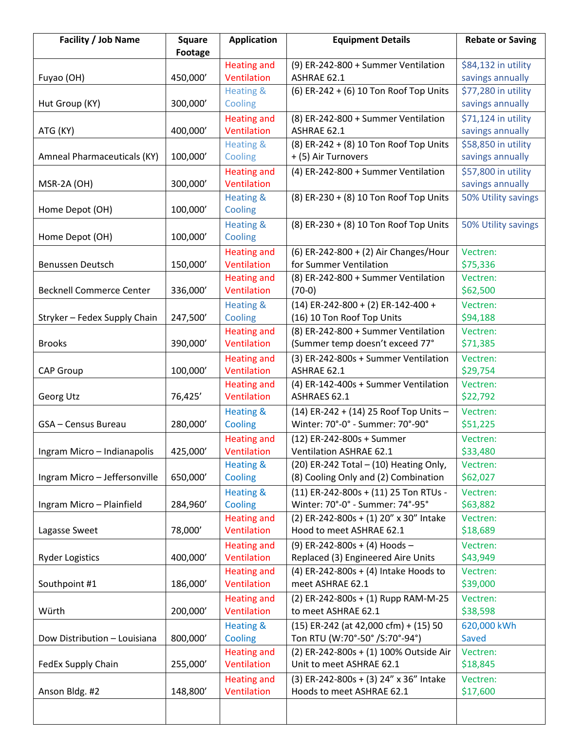| Facility / Job Name | Square Footage | Application | Equipment Details | Rebate or Saving |
|---|---|---|---|---|
| Fuyao (OH) | 450,000’ | Heating and Ventilation | (9) ER-242-800 + Summer Ventilation ASHRAE 62.1 | $84,132 in utility savings annually |
| Hut Group (KY) | 300,000’ | Heating & Cooling | (6) ER-242 + (6) 10 Ton Roof Top Units | $77,280 in utility savings annually |
| ATG (KY) | 400,000’ | Heating and Ventilation | (8) ER-242-800 + Summer Ventilation ASHRAE 62.1 | $71,124 in utility savings annually |
| Amneal Pharmaceuticals (KY) | 100,000’ | Heating & Cooling | (8) ER-242 + (8) 10 Ton Roof Top Units + (5) Air Turnovers | $58,850 in utility savings annually |
| MSR-2A (OH) | 300,000’ | Heating and Ventilation | (4) ER-242-800 + Summer Ventilation | $57,800 in utility savings annually |
| Home Depot (OH) | 100,000’ | Heating & Cooling | (8) ER-230 + (8) 10 Ton Roof Top Units | 50% Utility savings |
| Home Depot (OH) | 100,000’ | Heating & Cooling | (8) ER-230 + (8) 10 Ton Roof Top Units | 50% Utility savings |
| Benussen Deutsch | 150,000’ | Heating and Ventilation | (6) ER-242-800 + (2) Air Changes/Hour for Summer Ventilation | Vectren: $75,336 |
| Becknell Commerce Center | 336,000’ | Heating and Ventilation | (8) ER-242-800 + Summer Ventilation (70-0) | Vectren: $62,500 |
| Stryker – Fedex Supply Chain | 247,500’ | Heating & Cooling | (14) ER-242-800 + (2) ER-142-400 + (16) 10 Ton Roof Top Units | Vectren: $94,188 |
| Brooks | 390,000’ | Heating and Ventilation | (8) ER-242-800 + Summer Ventilation (Summer temp doesn’t exceed 77° | Vectren: $71,385 |
| CAP Group | 100,000’ | Heating and Ventilation | (3) ER-242-800s + Summer Ventilation ASHRAE 62.1 | Vectren: $29,754 |
| Georg Utz | 76,425’ | Heating and Ventilation | (4) ER-142-400s + Summer Ventilation ASHRAES 62.1 | Vectren: $22,792 |
| GSA – Census Bureau | 280,000’ | Heating & Cooling | (14) ER-242 + (14) 25 Roof Top Units – Winter: 70°-0° - Summer: 70°-90° | Vectren: $51,225 |
| Ingram Micro – Indianapolis | 425,000’ | Heating and Ventilation | (12) ER-242-800s + Summer Ventilation ASHRAE 62.1 | Vectren: $33,480 |
| Ingram Micro – Jeffersonville | 650,000’ | Heating & Cooling | (20) ER-242 Total – (10) Heating Only, (8) Cooling Only and (2) Combination | Vectren: $62,027 |
| Ingram Micro – Plainfield | 284,960’ | Heating & Cooling | (11) ER-242-800s + (11) 25 Ton RTUs - Winter: 70°-0° - Summer: 74°-95° | Vectren: $63,882 |
| Lagasse Sweet | 78,000’ | Heating and Ventilation | (2) ER-242-800s + (1) 20” x 30” Intake Hood to meet ASHRAE 62.1 | Vectren: $18,689 |
| Ryder Logistics | 400,000’ | Heating and Ventilation | (9) ER-242-800s + (4) Hoods – Replaced (3) Engineered Aire Units | Vectren: $43,949 |
| Southpoint #1 | 186,000’ | Heating and Ventilation | (4) ER-242-800s + (4) Intake Hoods to meet ASHRAE 62.1 | Vectren: $39,000 |
| Würth | 200,000’ | Heating and Ventilation | (2) ER-242-800s + (1) Rupp RAM-M-25 to meet ASHRAE 62.1 | Vectren: $38,598 |
| Dow Distribution – Louisiana | 800,000’ | Heating & Cooling | (15) ER-242 (at 42,000 cfm) + (15) 50 Ton RTU (W:70°-50° /S:70°-94°) | 620,000 kWh Saved |
| FedEx Supply Chain | 255,000’ | Heating and Ventilation | (2) ER-242-800s + (1) 100% Outside Air Unit to meet ASHRAE 62.1 | Vectren: $18,845 |
| Anson Bldg. #2 | 148,800’ | Heating and Ventilation | (3) ER-242-800s + (3) 24” x 36” Intake Hoods to meet ASHRAE 62.1 | Vectren: $17,600 |
| | | | | |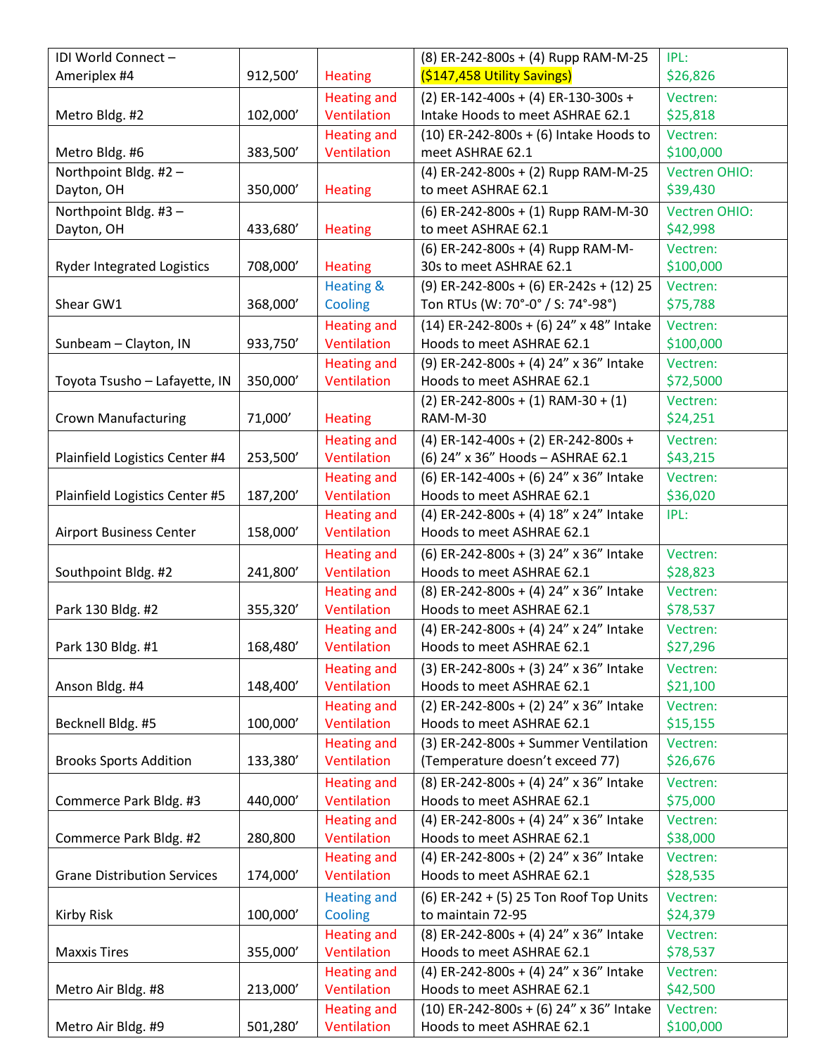| IDI World Connect – Ameriplex #4 | 912,500’ | Heating | (8) ER-242-800s + (4) Rupp RAM-M-25 **($147,458 Utility Savings)** | IPL: $26,826 |
|---|---|---|---|---|
| Metro Bldg. #2 | 102,000’ | Heating and Ventilation | (2) ER-142-400s + (4) ER-130-300s + Intake Hoods to meet ASHRAE 62.1 | Vectren: $25,818 |
| Metro Bldg. #6 | 383,500’ | Heating and Ventilation | (10) ER-242-800s + (6) Intake Hoods to meet ASHRAE 62.1 | Vectren: $100,000 |
| Northpoint Bldg. #2 – Dayton, OH | 350,000’ | Heating | (4) ER-242-800s + (2) Rupp RAM-M-25 to meet ASHRAE 62.1 | Vectren OHIO: $39,430 |
| Northpoint Bldg. #3 – Dayton, OH | 433,680’ | Heating | (6) ER-242-800s + (1) Rupp RAM-M-30 to meet ASHRAE 62.1 | Vectren OHIO: $42,998 |
| Ryder Integrated Logistics | 708,000’ | Heating | (6) ER-242-800s + (4) Rupp RAM-M-30s to meet ASHRAE 62.1 | Vectren: $100,000 |
| Shear GW1 | 368,000’ | Heating & Cooling | (9) ER-242-800s + (6) ER-242s + (12) 25 Ton RTUs (W: 70°-0° / S: 74°-98°) | Vectren: $75,788 |
| Sunbeam – Clayton, IN | 933,750’ | Heating and Ventilation | (14) ER-242-800s + (6) 24” x 48” Intake Hoods to meet ASHRAE 62.1 | Vectren: $100,000 |
| Toyota Tsusho – Lafayette, IN | 350,000’ | Heating and Ventilation | (9) ER-242-800s + (4) 24” x 36” Intake Hoods to meet ASHRAE 62.1 | Vectren: $72,5000 |
| Crown Manufacturing | 71,000’ | Heating | (2) ER-242-800s + (1) RAM-30 + (1) RAM-M-30 | Vectren: $24,251 |
| Plainfield Logistics Center #4 | 253,500’ | Heating and Ventilation | (4) ER-142-400s + (2) ER-242-800s + (6) 24” x 36” Hoods – ASHRAE 62.1 | Vectren: $43,215 |
| Plainfield Logistics Center #5 | 187,200’ | Heating and Ventilation | (6) ER-142-400s + (6) 24” x 36” Intake Hoods to meet ASHRAE 62.1 | Vectren: $36,020 |
| Airport Business Center | 158,000’ | Heating and Ventilation | (4) ER-242-800s + (4) 18” x 24” Intake Hoods to meet ASHRAE 62.1 | IPL: |
| Southpoint Bldg. #2 | 241,800’ | Heating and Ventilation | (6) ER-242-800s + (3) 24” x 36” Intake Hoods to meet ASHRAE 62.1 | Vectren: $28,823 |
| Park 130 Bldg. #2 | 355,320’ | Heating and Ventilation | (8) ER-242-800s + (4) 24” x 36” Intake Hoods to meet ASHRAE 62.1 | Vectren: $78,537 |
| Park 130 Bldg. #1 | 168,480’ | Heating and Ventilation | (4) ER-242-800s + (4) 24” x 24” Intake Hoods to meet ASHRAE 62.1 | Vectren: $27,296 |
| Anson Bldg. #4 | 148,400’ | Heating and Ventilation | (3) ER-242-800s + (3) 24” x 36” Intake Hoods to meet ASHRAE 62.1 | Vectren: $21,100 |
| Becknell Bldg. #5 | 100,000’ | Heating and Ventilation | (2) ER-242-800s + (2) 24” x 36” Intake Hoods to meet ASHRAE 62.1 | Vectren: $15,155 |
| Brooks Sports Addition | 133,380’ | Heating and Ventilation | (3) ER-242-800s + Summer Ventilation (Temperature doesn’t exceed 77) | Vectren: $26,676 |
| Commerce Park Bldg. #3 | 440,000’ | Heating and Ventilation | (8) ER-242-800s + (4) 24” x 36” Intake Hoods to meet ASHRAE 62.1 | Vectren: $75,000 |
| Commerce Park Bldg. #2 | 280,800 | Heating and Ventilation | (4) ER-242-800s + (4) 24” x 36” Intake Hoods to meet ASHRAE 62.1 | Vectren: $38,000 |
| Grane Distribution Services | 174,000’ | Heating and Ventilation | (4) ER-242-800s + (2) 24” x 36” Intake Hoods to meet ASHRAE 62.1 | Vectren: $28,535 |
| Kirby Risk | 100,000’ | Heating and Cooling | (6) ER-242 + (5) 25 Ton Roof Top Units to maintain 72-95 | Vectren: $24,379 |
| Maxxis Tires | 355,000’ | Heating and Ventilation | (8) ER-242-800s + (4) 24” x 36” Intake Hoods to meet ASHRAE 62.1 | Vectren: $78,537 |
| Metro Air Bldg. #8 | 213,000’ | Heating and Ventilation | (4) ER-242-800s + (4) 24” x 36” Intake Hoods to meet ASHRAE 62.1 | Vectren: $42,500 |
| Metro Air Bldg. #9 | 501,280’ | Heating and Ventilation | (10) ER-242-800s + (6) 24” x 36” Intake Hoods to meet ASHRAE 62.1 | Vectren: $100,000 |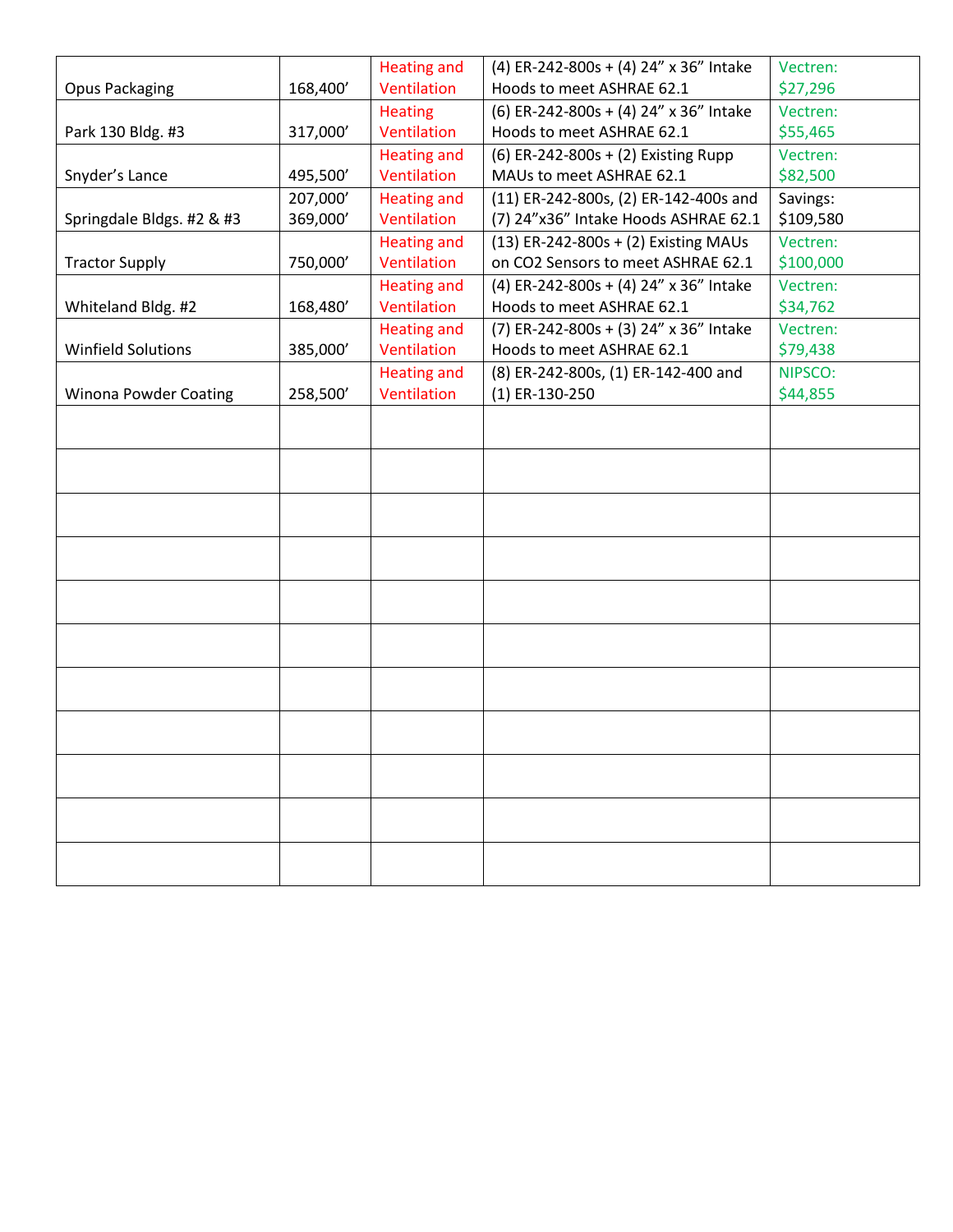| | | | | |
|---|---|---|---|---|
| Opus Packaging | 168,400’ | Heating and Ventilation | (4) ER-242-800s + (4) 24” x 36” Intake Hoods to meet ASHRAE 62.1 | Vectren: $27,296 |
| Park 130 Bldg. #3 | 317,000’ | Heating Ventilation | (6) ER-242-800s + (4) 24” x 36” Intake Hoods to meet ASHRAE 62.1 | Vectren: $55,465 |
| Snyder’s Lance | 495,500’ | Heating and Ventilation | (6) ER-242-800s + (2) Existing Rupp MAUs to meet ASHRAE 62.1 | Vectren: $82,500 |
| Springdale Bldgs. #2 & #3 | 207,000’ 369,000’ | Heating and Ventilation | (11) ER-242-800s, (2) ER-142-400s and (7) 24”x36” Intake Hoods ASHRAE 62.1 | Savings: $109,580 |
| Tractor Supply | 750,000’ | Heating and Ventilation | (13) ER-242-800s + (2) Existing MAUs on $CO_2$ Sensors to meet ASHRAE 62.1 | Vectren: $100,000 |
| Whiteland Bldg. #2 | 168,480’ | Heating and Ventilation | (4) ER-242-800s + (4) 24” x 36” Intake Hoods to meet ASHRAE 62.1 | Vectren: $34,762 |
| Winfield Solutions | 385,000’ | Heating and Ventilation | (7) ER-242-800s + (3) 24” x 36” Intake Hoods to meet ASHRAE 62.1 | Vectren: $79,438 |
| Winona Powder Coating | 258,500’ | Heating and Ventilation | (8) ER-242-800s, (1) ER-142-400 and (1) ER-130-250 | NIPSCO: $44,855 |
| | | | | |
| | | | | |
| | | | | |
| | | | | |
| | | | | |
| | | | | |
| | | | | |
| | | | | |
| | | | | |
| | | | | |
| | | | | |